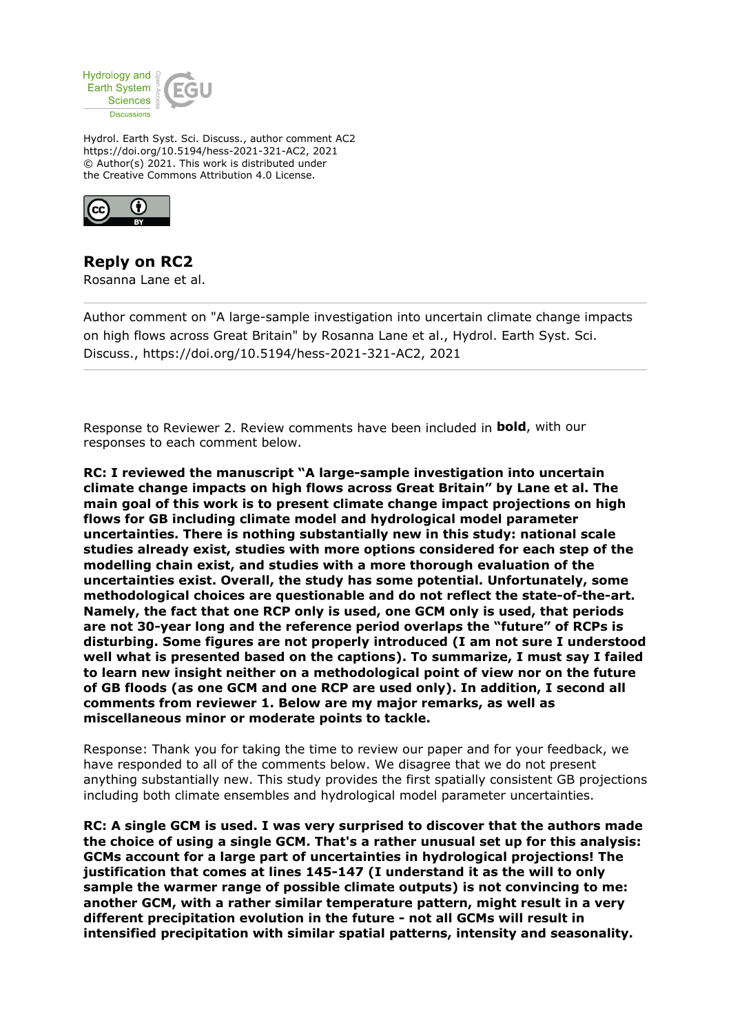Hydrol. Earth Syst. Sci. Discuss., author comment AC2
https://doi.org/10.5194/hess-2021-321-AC2, 2021
© Author(s) 2021. This work is distributed under
the Creative Commons Attribution 4.0 License.

## Reply on RC2

Rosanna Lane et al.

---

Author comment on "A large-sample investigation into uncertain climate change impacts on high flows across Great Britain" by Rosanna Lane et al., Hydrol. Earth Syst. Sci. Discuss., https://doi.org/10.5194/hess-2021-321-AC2, 2021

---

Response to Reviewer 2. Review comments have been included in **bold**, with our responses to each comment below.

**RC: I reviewed the manuscript "A large-sample investigation into uncertain climate change impacts on high flows across Great Britain" by Lane et al. The main goal of this work is to present climate change impact projections on high flows for GB including climate model and hydrological model parameter uncertainties. There is nothing substantially new in this study: national scale studies already exist, studies with more options considered for each step of the modelling chain exist, and studies with a more thorough evaluation of the uncertainties exist. Overall, the study has some potential. Unfortunately, some methodological choices are questionable and do not reflect the state-of-the-art. Namely, the fact that one RCP only is used, one GCM only is used, that periods are not 30-year long and the reference period overlaps the "future" of RCPs is disturbing. Some figures are not properly introduced (I am not sure I understood well what is presented based on the captions). To summarize, I must say I failed to learn new insight neither on a methodological point of view nor on the future of GB floods (as one GCM and one RCP are used only). In addition, I second all comments from reviewer 1. Below are my major remarks, as well as miscellaneous minor or moderate points to tackle.**

Response: Thank you for taking the time to review our paper and for your feedback, we have responded to all of the comments below. We disagree that we do not present anything substantially new. This study provides the first spatially consistent GB projections including both climate ensembles and hydrological model parameter uncertainties.

**RC: A single GCM is used. I was very surprised to discover that the authors made the choice of using a single GCM. That's a rather unusual set up for this analysis: GCMs account for a large part of uncertainties in hydrological projections! The justification that comes at lines 145-147 (I understand it as the will to only sample the warmer range of possible climate outputs) is not convincing to me: another GCM, with a rather similar temperature pattern, might result in a very different precipitation evolution in the future - not all GCMs will result in intensified precipitation with similar spatial patterns, intensity and seasonality.**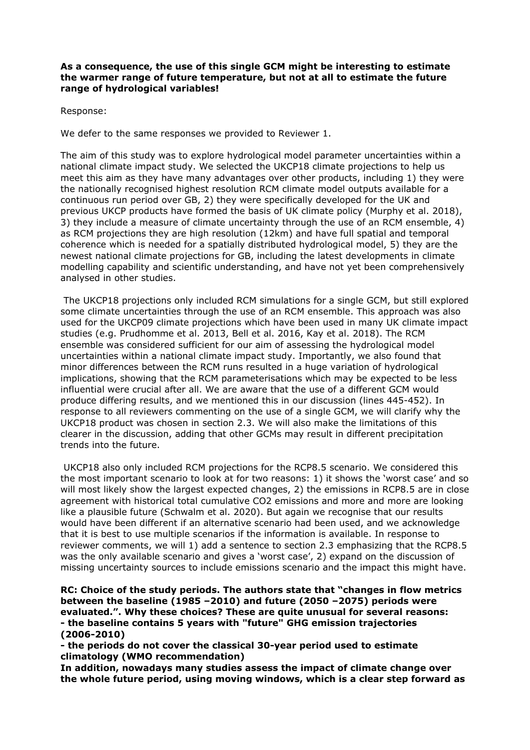**As a consequence, the use of this single GCM might be interesting to estimate the warmer range of future temperature, but not at all to estimate the future range of hydrological variables!**

Response:

We defer to the same responses we provided to Reviewer 1.

The aim of this study was to explore hydrological model parameter uncertainties within a national climate impact study. We selected the UKCP18 climate projections to help us meet this aim as they have many advantages over other products, including 1) they were the nationally recognised highest resolution RCM climate model outputs available for a continuous run period over GB, 2) they were specifically developed for the UK and previous UKCP products have formed the basis of UK climate policy (Murphy et al. 2018), 3) they include a measure of climate uncertainty through the use of an RCM ensemble, 4) as RCM projections they are high resolution (12km) and have full spatial and temporal coherence which is needed for a spatially distributed hydrological model, 5) they are the newest national climate projections for GB, including the latest developments in climate modelling capability and scientific understanding, and have not yet been comprehensively analysed in other studies.

The UKCP18 projections only included RCM simulations for a single GCM, but still explored some climate uncertainties through the use of an RCM ensemble. This approach was also used for the UKCP09 climate projections which have been used in many UK climate impact studies (e.g. Prudhomme et al. 2013, Bell et al. 2016, Kay et al. 2018). The RCM ensemble was considered sufficient for our aim of assessing the hydrological model uncertainties within a national climate impact study. Importantly, we also found that minor differences between the RCM runs resulted in a huge variation of hydrological implications, showing that the RCM parameterisations which may be expected to be less influential were crucial after all. We are aware that the use of a different GCM would produce differing results, and we mentioned this in our discussion (lines 445-452). In response to all reviewers commenting on the use of a single GCM, we will clarify why the UKCP18 product was chosen in section 2.3. We will also make the limitations of this clearer in the discussion, adding that other GCMs may result in different precipitation trends into the future.

UKCP18 also only included RCM projections for the RCP8.5 scenario. We considered this the most important scenario to look at for two reasons: 1) it shows the 'worst case' and so will most likely show the largest expected changes, 2) the emissions in RCP8.5 are in close agreement with historical total cumulative $CO_2$ emissions and more and more are looking like a plausible future (Schwalm et al. 2020). But again we recognise that our results would have been different if an alternative scenario had been used, and we acknowledge that it is best to use multiple scenarios if the information is available. In response to reviewer comments, we will 1) add a sentence to section 2.3 emphasizing that the RCP8.5 was the only available scenario and gives a 'worst case', 2) expand on the discussion of missing uncertainty sources to include emissions scenario and the impact this might have.

**RC: Choice of the study periods. The authors state that "changes in flow metrics between the baseline (1985 –2010) and future (2050 –2075) periods were evaluated.". Why these choices? These are quite unusual for several reasons:**
**- the baseline contains 5 years with "future" GHG emission trajectories (2006-2010)**
**- the periods do not cover the classical 30-year period used to estimate climatology (WMO recommendation)**
**In addition, nowadays many studies assess the impact of climate change over the whole future period, using moving windows, which is a clear step forward as**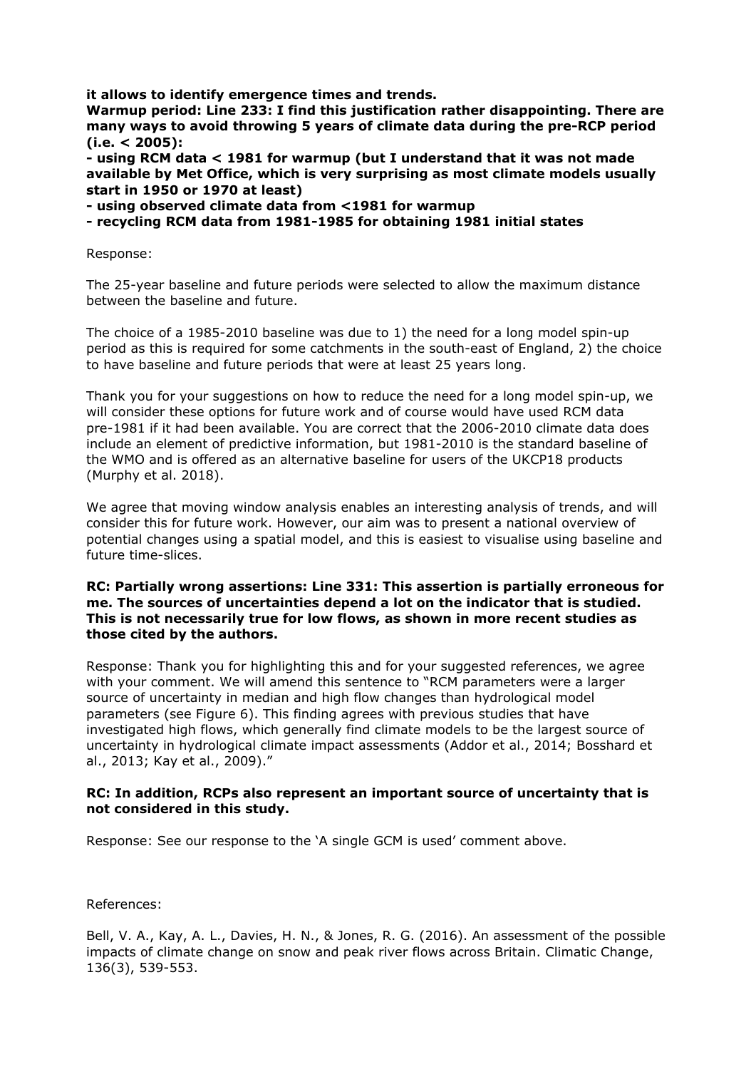**it allows to identify emergence times and trends.**

**Warmup period: Line 233: I find this justification rather disappointing. There are many ways to avoid throwing 5 years of climate data during the pre-RCP period (i.e. < 2005):**

**- using RCM data < 1981 for warmup (but I understand that it was not made available by Met Office, which is very surprising as most climate models usually start in 1950 or 1970 at least)**

**- using observed climate data from <1981 for warmup**

**- recycling RCM data from 1981-1985 for obtaining 1981 initial states**

Response:

The 25-year baseline and future periods were selected to allow the maximum distance between the baseline and future.

The choice of a 1985-2010 baseline was due to 1) the need for a long model spin-up period as this is required for some catchments in the south-east of England, 2) the choice to have baseline and future periods that were at least 25 years long.

Thank you for your suggestions on how to reduce the need for a long model spin-up, we will consider these options for future work and of course would have used RCM data pre-1981 if it had been available. You are correct that the 2006-2010 climate data does include an element of predictive information, but 1981-2010 is the standard baseline of the WMO and is offered as an alternative baseline for users of the UKCP18 products (Murphy et al. 2018).

We agree that moving window analysis enables an interesting analysis of trends, and will consider this for future work. However, our aim was to present a national overview of potential changes using a spatial model, and this is easiest to visualise using baseline and future time-slices.

**RC: Partially wrong assertions: Line 331: This assertion is partially erroneous for me. The sources of uncertainties depend a lot on the indicator that is studied. This is not necessarily true for low flows, as shown in more recent studies as those cited by the authors.**

Response: Thank you for highlighting this and for your suggested references, we agree with your comment. We will amend this sentence to "RCM parameters were a larger source of uncertainty in median and high flow changes than hydrological model parameters (see Figure 6). This finding agrees with previous studies that have investigated high flows, which generally find climate models to be the largest source of uncertainty in hydrological climate impact assessments (Addor et al., 2014; Bosshard et al., 2013; Kay et al., 2009)."

**RC: In addition, RCPs also represent an important source of uncertainty that is not considered in this study.**

Response: See our response to the 'A single GCM is used' comment above.

References:

Bell, V. A., Kay, A. L., Davies, H. N., & Jones, R. G. (2016). An assessment of the possible impacts of climate change on snow and peak river flows across Britain. Climatic Change, 136(3), 539-553.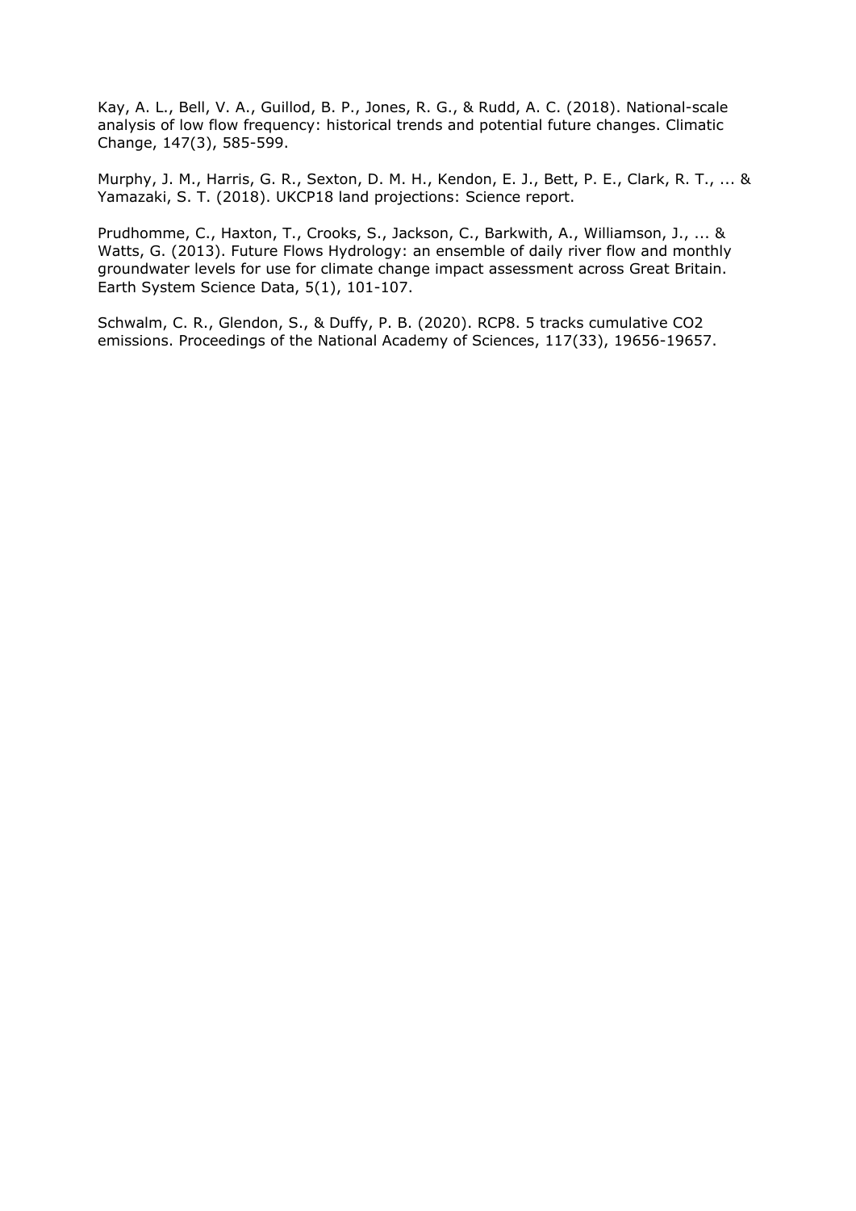Kay, A. L., Bell, V. A., Guillod, B. P., Jones, R. G., & Rudd, A. C. (2018). National-scale analysis of low flow frequency: historical trends and potential future changes. Climatic Change, 147(3), 585-599.

Murphy, J. M., Harris, G. R., Sexton, D. M. H., Kendon, E. J., Bett, P. E., Clark, R. T., ... & Yamazaki, S. T. (2018). UKCP18 land projections: Science report.

Prudhomme, C., Haxton, T., Crooks, S., Jackson, C., Barkwith, A., Williamson, J., ... & Watts, G. (2013). Future Flows Hydrology: an ensemble of daily river flow and monthly groundwater levels for use for climate change impact assessment across Great Britain. Earth System Science Data, 5(1), 101-107.

Schwalm, C. R., Glendon, S., & Duffy, P. B. (2020). RCP8. 5 tracks cumulative $CO_2$ emissions. Proceedings of the National Academy of Sciences, 117(33), 19656-19657.